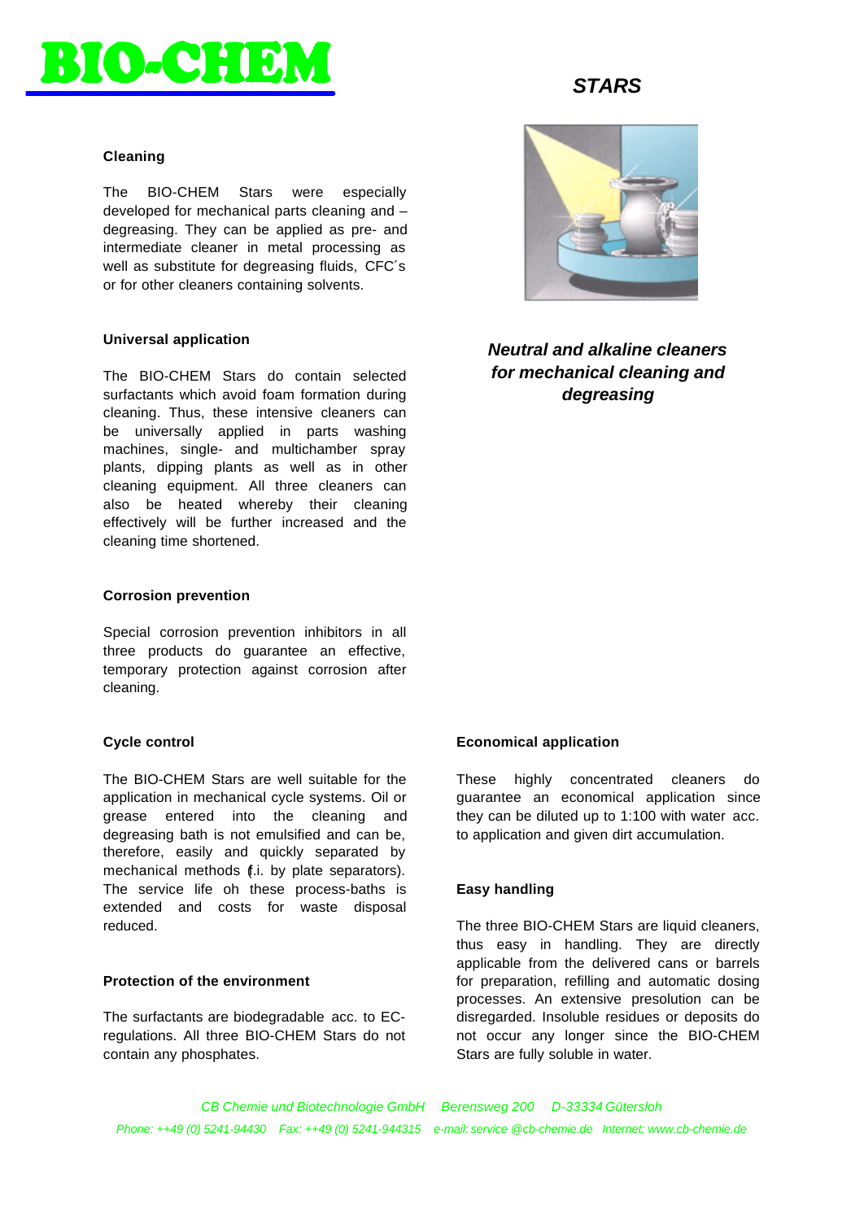# BIO-CHEM

## *STARS*

### *Neutral and alkaline cleaners for mechanical cleaning and degreasing*

**Cleaning**

The BIO-CHEM Stars were especially developed for mechanical parts cleaning and – degreasing. They can be applied as pre- and intermediate cleaner in metal processing as well as substitute for degreasing fluids, CFC´s or for other cleaners containing solvents.

**Universal application**

The BIO-CHEM Stars do contain selected surfactants which avoid foam formation during cleaning. Thus, these intensive cleaners can be universally applied in parts washing machines, single- and multichamber spray plants, dipping plants as well as in other cleaning equipment. All three cleaners can also be heated whereby their cleaning effectively will be further increased and the cleaning time shortened.

**Corrosion prevention**

Special corrosion prevention inhibitors in all three products do guarantee an effective, temporary protection against corrosion after cleaning.

**Cycle control**

The BIO-CHEM Stars are well suitable for the application in mechanical cycle systems. Oil or grease entered into the cleaning and degreasing bath is not emulsified and can be, therefore, easily and quickly separated by mechanical methods (i.i. by plate separators). The service life oh these process-baths is extended and costs for waste disposal reduced.

**Protection of the environment**

The surfactants are biodegradable acc. to EC-regulations. All three BIO-CHEM Stars do not contain any phosphates.

**Economical application**

These highly concentrated cleaners do guarantee an economical application since they can be diluted up to 1:100 with water acc. to application and given dirt accumulation.

**Easy handling**

The three BIO-CHEM Stars are liquid cleaners, thus easy in handling. They are directly applicable from the delivered cans or barrels for preparation, refilling and automatic dosing processes. An extensive presolution can be disregarded. Insoluble residues or deposits do not occur any longer since the BIO-CHEM Stars are fully soluble in water.

*CB Chemie und Biotechnologie GmbH Berensweg 200 D-33334 Gütersloh*

*Phone: ++49 (0) 5241-94430 Fax: ++49 (0) 5241-944315 e-mail: service @cb-chemie.de Internet: www.cb-chemie.de*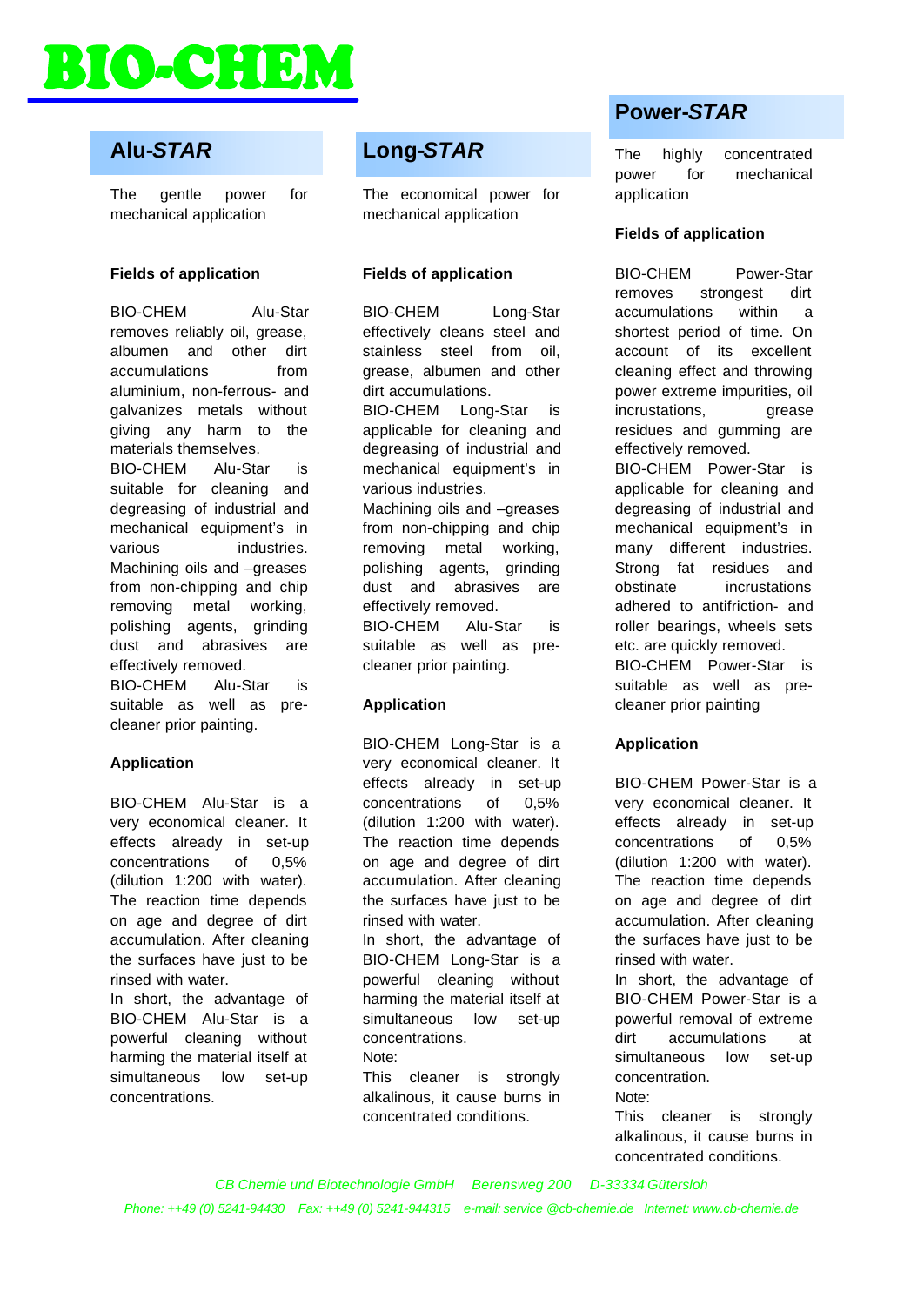# BIO-CHEM

## Alu-*STAR*

The gentle power for mechanical application

### Fields of application

BIO-CHEM Alu-Star removes reliably oil, grease, albumen and other dirt accumulations from aluminium, non-ferrous- and galvanizes metals without giving any harm to the materials themselves.
BIO-CHEM Alu-Star is suitable for cleaning and degreasing of industrial and mechanical equipment's in various industries.
Machining oils and –greases from non-chipping and chip removing metal working, polishing agents, grinding dust and abrasives are effectively removed.
BIO-CHEM Alu-Star is suitable as well as pre-cleaner prior painting.

### Application

BIO-CHEM Alu-Star is a very economical cleaner. It effects already in set-up concentrations of 0,5% (dilution 1:200 with water). The reaction time depends on age and degree of dirt accumulation. After cleaning the surfaces have just to be rinsed with water.
In short, the advantage of BIO-CHEM Alu-Star is a powerful cleaning without harming the material itself at simultaneous low set-up concentrations.

## Long-*STAR*

The economical power for mechanical application

### Fields of application

BIO-CHEM Long-Star effectively cleans steel and stainless steel from oil, grease, albumen and other dirt accumulations.
BIO-CHEM Long-Star is applicable for cleaning and degreasing of industrial and mechanical equipment's in various industries.
Machining oils and –greases from non-chipping and chip removing metal working, polishing agents, grinding dust and abrasives are effectively removed.
BIO-CHEM Alu-Star is suitable as well as pre-cleaner prior painting.

### Application

BIO-CHEM Long-Star is a very economical cleaner. It effects already in set-up concentrations of 0,5% (dilution 1:200 with water). The reaction time depends on age and degree of dirt accumulation. After cleaning the surfaces have just to be rinsed with water.
In short, the advantage of BIO-CHEM Long-Star is a powerful cleaning without harming the material itself at simultaneous low set-up concentrations.
Note:
This cleaner is strongly alkalinous, it cause burns in concentrated conditions.

## Power-*STAR*

The highly concentrated power for mechanical application

### Fields of application

BIO-CHEM Power-Star removes strongest dirt accumulations within a shortest period of time. On account of its excellent cleaning effect and throwing power extreme impurities, oil incrustations, grease residues and gumming are effectively removed.
BIO-CHEM Power-Star is applicable for cleaning and degreasing of industrial and mechanical equipment's in many different industries. Strong fat residues and obstinate incrustations adhered to antifriction- and roller bearings, wheels sets etc. are quickly removed.
BIO-CHEM Power-Star is suitable as well as pre-cleaner prior painting

### Application

BIO-CHEM Power-Star is a very economical cleaner. It effects already in set-up concentrations of 0,5% (dilution 1:200 with water). The reaction time depends on age and degree of dirt accumulation. After cleaning the surfaces have just to be rinsed with water.
In short, the advantage of BIO-CHEM Power-Star is a powerful removal of extreme dirt accumulations at simultaneous low set-up concentration.
Note:
This cleaner is strongly alkalinous, it cause burns in concentrated conditions.

*CB Chemie und Biotechnologie GmbH Berensweg 200 D-33334 Gütersloh*

*Phone: ++49 (0) 5241-94430 Fax: ++49 (0) 5241-944315 e-mail: service @cb-chemie.de Internet: www.cb-chemie.de*